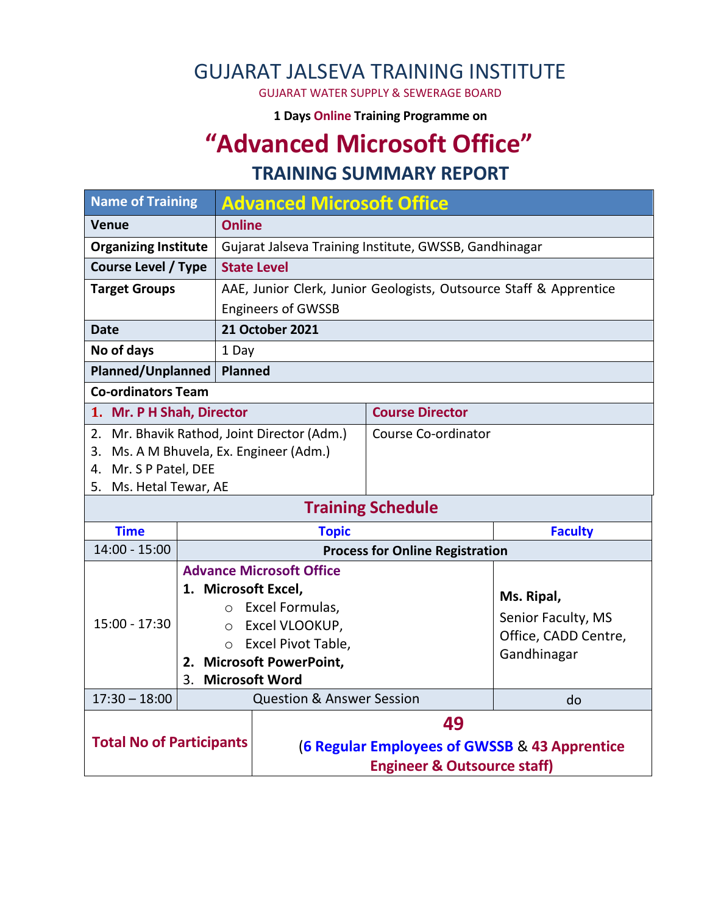# GUJARAT JALSEVA TRAINING INSTITUTE

GUJARAT WATER SUPPLY & SEWERAGE BOARD

**1 Days Online Training Programme on**

# "Advanced Microsoft Office"

## TRAINING SUMMARY REPORT

| Name of Training | Advanced Microsoft Office |
|---|---|
| **Venue** | **Online** |
| **Organizing Institute** | Gujarat Jalseva Training Institute, GWSSB, Gandhinagar |
| **Course Level / Type** | **State Level** |
| **Target Groups** | AAE, Junior Clerk, Junior Geologists, Outsource Staff & Apprentice Engineers of GWSSB |
| **Date** | **21 October 2021** |
| **No of days** | 1 Day |
| **Planned/Unplanned** | **Planned** |

**Co-ordinators Team**

| Name | Role |
|---|---|
| **1. Mr. P H Shah, Director** | **Course Director** |
| 2. Mr. Bhavik Rathod, Joint Director (Adm.)<br>3. Ms. A M Bhuvela, Ex. Engineer (Adm.)<br>4. Mr. S P Patel, DEE<br>5. Ms. Hetal Tewar, AE | Course Co-ordinator |

### Training Schedule

| Time | Topic | Faculty |
|---|---|---|
| 14:00 - 15:00 | **Process for Online Registration** | |
| 15:00 - 17:30 | **Advance Microsoft Office**<br>**1. Microsoft Excel,**<br>○ Excel Formulas,<br>○ Excel VLOOKUP,<br>○ Excel Pivot Table,<br>**2. Microsoft PowerPoint,**<br>**3. Microsoft Word** | **Ms. Ripal,**<br>Senior Faculty, MS Office, CADD Centre, Gandhinagar |
| 17:30 – 18:00 | Question & Answer Session | do |

| **Total No of Participants** | **49**<br>(**6 Regular Employees of GWSSB** & **43 Apprentice Engineer & Outsource staff)** |
|---|---|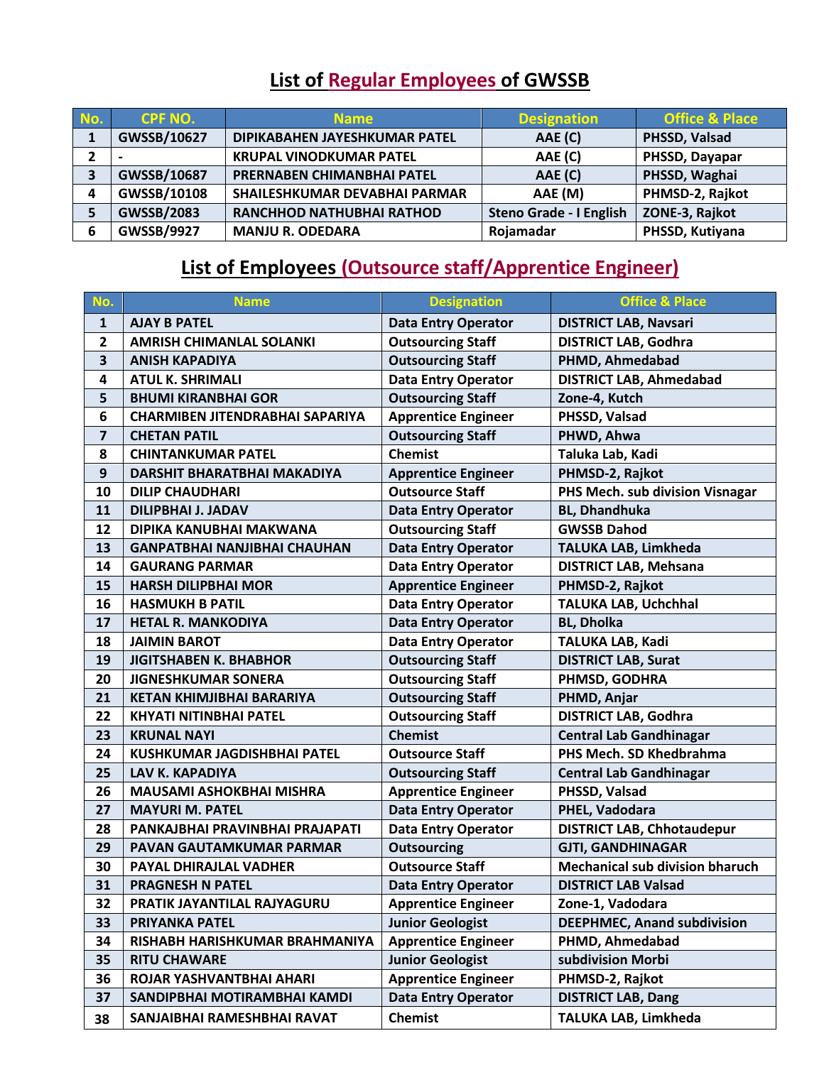# List of Regular Employees of GWSSB

| No. | CPF NO. | Name | Designation | Office & Place |
|---|---|---|---|---|
| 1 | GWSSB/10627 | DIPIKABAHEN JAYESHKUMAR PATEL | AAE (C) | PHSSD, Valsad |
| 2 | - | KRUPAL VINODKUMAR PATEL | AAE (C) | PHSSD, Dayapar |
| 3 | GWSSB/10687 | PRERNABEN CHIMANBHAI PATEL | AAE (C) | PHSSD, Waghai |
| 4 | GWSSB/10108 | SHAILESHKUMAR DEVABHAI PARMAR | AAE (M) | PHMSD-2, Rajkot |
| 5 | GWSSB/2083 | RANCHHOD NATHUBHAI RATHOD | Steno Grade - I English | ZONE-3, Rajkot |
| 6 | GWSSB/9927 | MANJU R. ODEDARA | Rojamadar | PHSSD, Kutiyana |

# List of Employees (Outsource staff/Apprentice Engineer)

| No. | Name | Designation | Office & Place |
|---|---|---|---|
| 1 | AJAY B PATEL | Data Entry Operator | DISTRICT LAB, Navsari |
| 2 | AMRISH CHIMANLAL SOLANKI | Outsourcing Staff | DISTRICT LAB, Godhra |
| 3 | ANISH KAPADIYA | Outsourcing Staff | PHMD, Ahmedabad |
| 4 | ATUL K. SHRIMALI | Data Entry Operator | DISTRICT LAB, Ahmedabad |
| 5 | BHUMI KIRANBHAI GOR | Outsourcing Staff | Zone-4, Kutch |
| 6 | CHARMIBEN JITENDRABHAI SAPARIYA | Apprentice Engineer | PHSSD, Valsad |
| 7 | CHETAN PATIL | Outsourcing Staff | PHWD, Ahwa |
| 8 | CHINTANKUMAR PATEL | Chemist | Taluka Lab, Kadi |
| 9 | DARSHIT BHARATBHAI MAKADIYA | Apprentice Engineer | PHMSD-2, Rajkot |
| 10 | DILIP CHAUDHARI | Outsource Staff | PHS Mech. sub division Visnagar |
| 11 | DILIPBHAI J. JADAV | Data Entry Operator | BL, Dhandhuka |
| 12 | DIPIKA KANUBHAI MAKWANA | Outsourcing Staff | GWSSB Dahod |
| 13 | GANPATBHAI NANJIBHAI CHAUHAN | Data Entry Operator | TALUKA LAB, Limkheda |
| 14 | GAURANG PARMAR | Data Entry Operator | DISTRICT LAB, Mehsana |
| 15 | HARSH DILIPBHAI MOR | Apprentice Engineer | PHMSD-2, Rajkot |
| 16 | HASMUKH B PATIL | Data Entry Operator | TALUKA LAB, Uchchhal |
| 17 | HETAL R. MANKODIYA | Data Entry Operator | BL, Dholka |
| 18 | JAIMIN BAROT | Data Entry Operator | TALUKA LAB, Kadi |
| 19 | JIGITSHABEN K. BHABHOR | Outsourcing Staff | DISTRICT LAB, Surat |
| 20 | JIGNESHKUMAR SONERA | Outsourcing Staff | PHMSD, GODHRA |
| 21 | KETAN KHIMJIBHAI BARARIYA | Outsourcing Staff | PHMD, Anjar |
| 22 | KHYATI NITINBHAI PATEL | Outsourcing Staff | DISTRICT LAB, Godhra |
| 23 | KRUNAL NAYI | Chemist | Central Lab Gandhinagar |
| 24 | KUSHKUMAR JAGDISHBHAI PATEL | Outsource Staff | PHS Mech. SD Khedbrahma |
| 25 | LAV K. KAPADIYA | Outsourcing Staff | Central Lab Gandhinagar |
| 26 | MAUSAMI ASHOKBHAI MISHRA | Apprentice Engineer | PHSSD, Valsad |
| 27 | MAYURI M. PATEL | Data Entry Operator | PHEL, Vadodara |
| 28 | PANKAJBHAI PRAVINBHAI PRAJAPATI | Data Entry Operator | DISTRICT LAB, Chhotaudepur |
| 29 | PAVAN GAUTAMKUMAR PARMAR | Outsourcing | GJTI, GANDHINAGAR |
| 30 | PAYAL DHIRAJLAL VADHER | Outsource Staff | Mechanical sub division bharuch |
| 31 | PRAGNESH N PATEL | Data Entry Operator | DISTRICT LAB Valsad |
| 32 | PRATIK JAYANTILAL RAJYAGURU | Apprentice Engineer | Zone-1, Vadodara |
| 33 | PRIYANKA PATEL | Junior Geologist | DEEPHMEC, Anand subdivision |
| 34 | RISHABH HARISHKUMAR BRAHMANIYA | Apprentice Engineer | PHMD, Ahmedabad |
| 35 | RITU CHAWARE | Junior Geologist | subdivision Morbi |
| 36 | ROJAR YASHVANTBHAI AHARI | Apprentice Engineer | PHMSD-2, Rajkot |
| 37 | SANDIPBHAI MOTIRAMBHAI KAMDI | Data Entry Operator | DISTRICT LAB, Dang |
| 38 | SANJAIBHAI RAMESHBHAI RAVAT | Chemist | TALUKA LAB, Limkheda |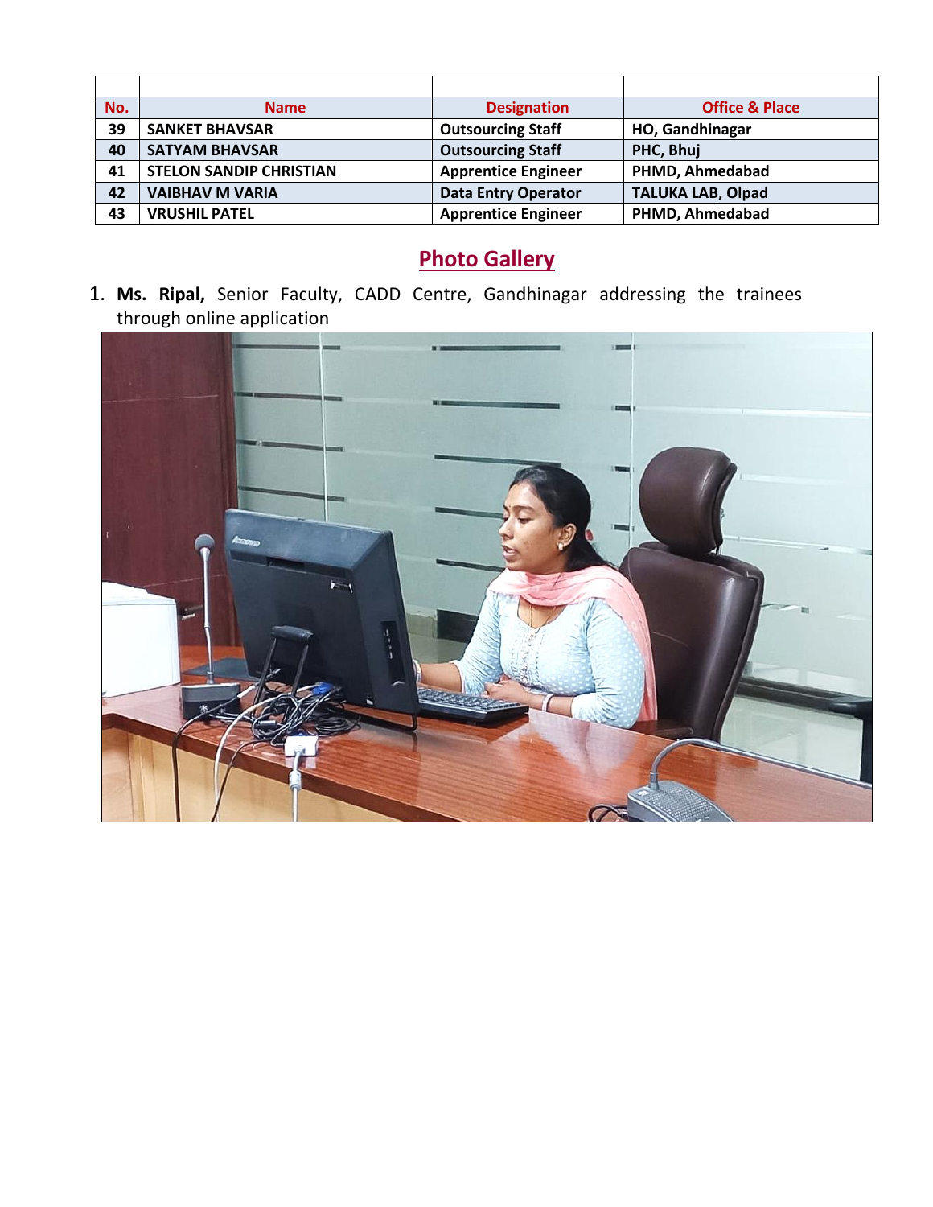| No. | Name | Designation | Office & Place |
|---|---|---|---|
| 39 | SANKET BHAVSAR | Outsourcing Staff | HO, Gandhinagar |
| 40 | SATYAM BHAVSAR | Outsourcing Staff | PHC, Bhuj |
| 41 | STELON SANDIP CHRISTIAN | Apprentice Engineer | PHMD, Ahmedabad |
| 42 | VAIBHAV M VARIA | Data Entry Operator | TALUKA LAB, Olpad |
| 43 | VRUSHIL PATEL | Apprentice Engineer | PHMD, Ahmedabad |

## Photo Gallery

1. **Ms. Ripal,** Senior Faculty, CADD Centre, Gandhinagar addressing the trainees through online application